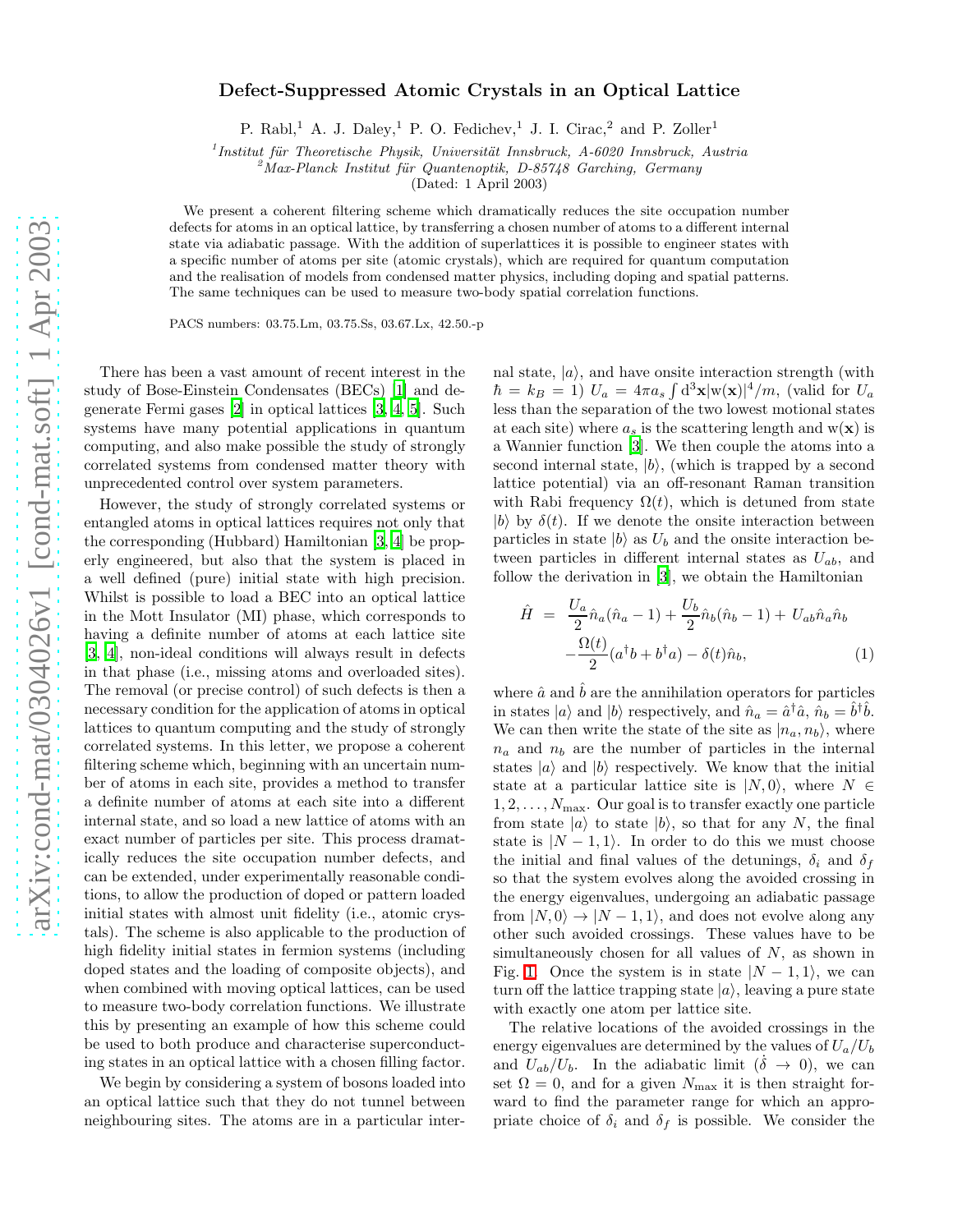# Defect-Suppressed Atomic Crystals in an Optical Lattice

P. Rabl,[1] A. J. Daley,[1] P. O. Fedichev,[1] J. I. Cirac,[2] and P. Zoller[1]

[1]*Institut für Theoretische Physik, Universität Innsbruck, A-6020 Innsbruck, Austria*
[2]*Max-Planck Institut für Quantenoptik, D-85748 Garching, Germany*

(Dated: 1 April 2003)

We present a coherent filtering scheme which dramatically reduces the site occupation number defects for atoms in an optical lattice, by transferring a chosen number of atoms to a different internal state via adiabatic passage. With the addition of superlattices it is possible to engineer states with a specific number of atoms per site (atomic crystals), which are required for quantum computation and the realisation of models from condensed matter physics, including doping and spatial patterns. The same techniques can be used to measure two-body spatial correlation functions.

PACS numbers: 03.75.Lm, 03.75.Ss, 03.67.Lx, 42.50.-p

There has been a vast amount of recent interest in the study of Bose-Einstein Condensates (BECs) [1] and degenerate Fermi gases [2] in optical lattices [3, 4, 5]. Such systems have many potential applications in quantum computing, and also make possible the study of strongly correlated systems from condensed matter theory with unprecedented control over system parameters.

However, the study of strongly correlated systems or entangled atoms in optical lattices requires not only that the corresponding (Hubbard) Hamiltonian [3, 4] be properly engineered, but also that the system is placed in a well defined (pure) initial state with high precision. Whilst is possible to load a BEC into an optical lattice in the Mott Insulator (MI) phase, which corresponds to having a definite number of atoms at each lattice site [3, 4], non-ideal conditions will always result in defects in that phase (i.e., missing atoms and overloaded sites). The removal (or precise control) of such defects is then a necessary condition for the application of atoms in optical lattices to quantum computing and the study of strongly correlated systems. In this letter, we propose a coherent filtering scheme which, beginning with an uncertain number of atoms in each site, provides a method to transfer a definite number of atoms at each site into a different internal state, and so load a new lattice of atoms with an exact number of particles per site. This process dramatically reduces the site occupation number defects, and can be extended, under experimentally reasonable conditions, to allow the production of doped or pattern loaded initial states with almost unit fidelity (i.e., atomic crystals). The scheme is also applicable to the production of high fidelity initial states in fermion systems (including doped states and the loading of composite objects), and when combined with moving optical lattices, can be used to measure two-body correlation functions. We illustrate this by presenting an example of how this scheme could be used to both produce and characterise superconducting states in an optical lattice with a chosen filling factor.

We begin by considering a system of bosons loaded into an optical lattice such that they do not tunnel between neighbouring sites. The atoms are in a particular internal state, $|a\rangle$, and have onsite interaction strength (with $\hbar = k_B = 1$) $U_a = 4\pi a_s \int \mathrm{d}^3\mathbf{x} |\mathrm{w}(\mathbf{x})|^4/m$, (valid for $U_a$ less than the separation of the two lowest motional states at each site) where $a_s$ is the scattering length and $\mathrm{w}(\mathbf{x})$ is a Wannier function [3]. We then couple the atoms into a second internal state, $|b\rangle$, (which is trapped by a second lattice potential) via an off-resonant Raman transition with Rabi frequency $\Omega(t)$, which is detuned from state $|b\rangle$ by $\delta(t)$. If we denote the onsite interaction between particles in state $|b\rangle$ as $U_b$ and the onsite interaction between particles in different internal states as $U_{ab}$, and follow the derivation in [3], we obtain the Hamiltonian

$$\hat{H} = \frac{U_a}{2}\hat{n}_a(\hat{n}_a - 1) + \frac{U_b}{2}\hat{n}_b(\hat{n}_b - 1) + U_{ab}\hat{n}_a\hat{n}_b - \frac{\Omega(t)}{2}(a^\dagger b + b^\dagger a) - \delta(t)\hat{n}_b, \tag{1}$$

where $\hat{a}$ and $\hat{b}$ are the annihilation operators for particles in states $|a\rangle$ and $|b\rangle$ respectively, and $\hat{n}_a = \hat{a}^\dagger \hat{a}$, $\hat{n}_b = \hat{b}^\dagger \hat{b}$. We can then write the state of the site as $|n_a, n_b\rangle$, where $n_a$ and $n_b$ are the number of particles in the internal states $|a\rangle$ and $|b\rangle$ respectively. We know that the initial state at a particular lattice site is $|N, 0\rangle$, where $N \in 1, 2, \ldots, N_{\max}$. Our goal is to transfer exactly one particle from state $|a\rangle$ to state $|b\rangle$, so that for any $N$, the final state is $|N-1, 1\rangle$. In order to do this we must choose the initial and final values of the detunings, $\delta_i$ and $\delta_f$ so that the system evolves along the avoided crossing in the energy eigenvalues, undergoing an adiabatic passage from $|N, 0\rangle \to |N-1, 1\rangle$, and does not evolve along any other such avoided crossings. These values have to be simultaneously chosen for all values of $N$, as shown in Fig. 1. Once the system is in state $|N-1, 1\rangle$, we can turn off the lattice trapping state $|a\rangle$, leaving a pure state with exactly one atom per lattice site.

The relative locations of the avoided crossings in the energy eigenvalues are determined by the values of $U_a/U_b$ and $U_{ab}/U_b$. In the adiabatic limit ($\dot{\delta} \to 0$), we can set $\Omega = 0$, and for a given $N_{\max}$ it is then straight forward to find the parameter range for which an appropriate choice of $\delta_i$ and $\delta_f$ is possible. We consider the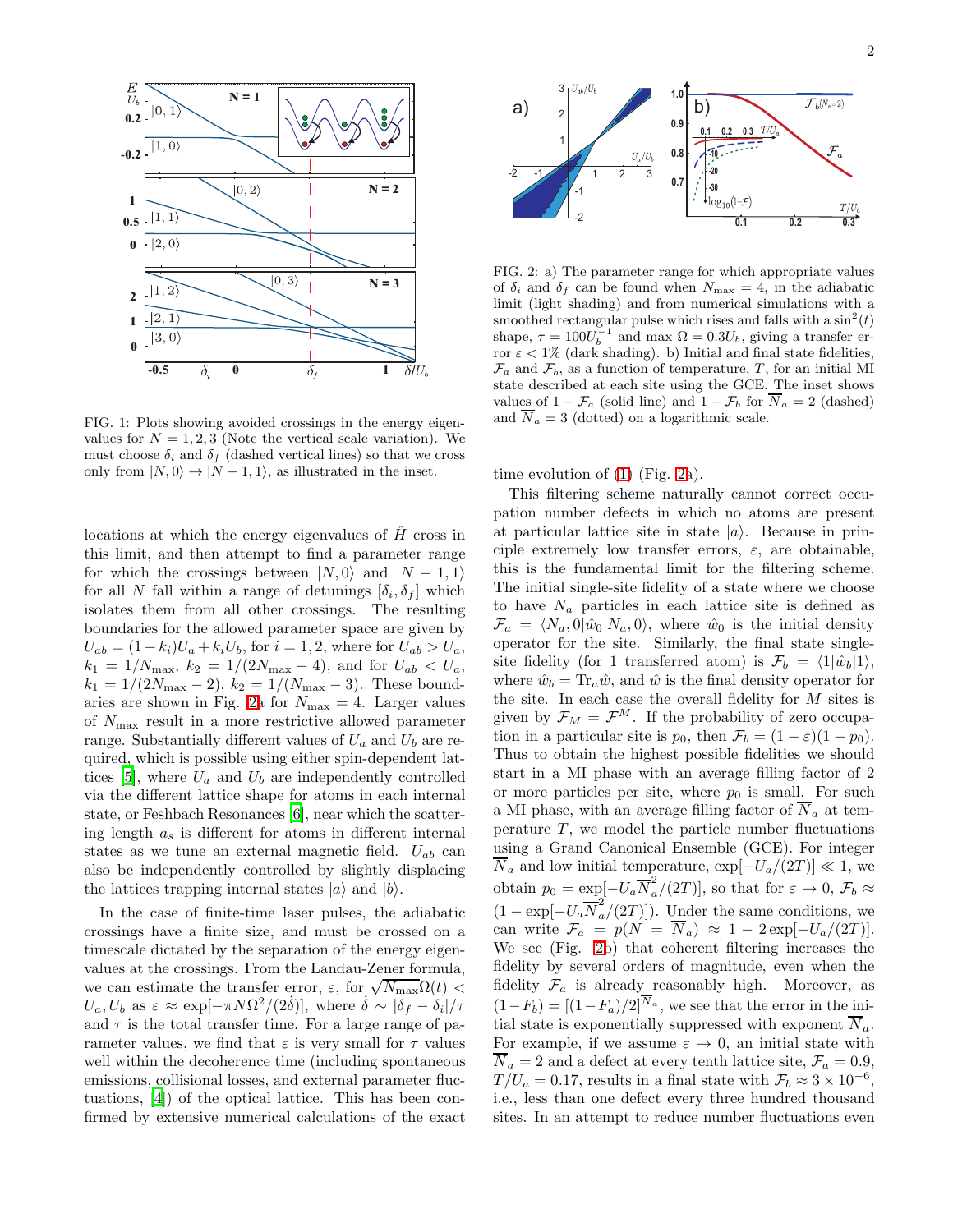FIG. 1: Plots showing avoided crossings in the energy eigenvalues for $N = 1, 2, 3$ (Note the vertical scale variation). We must choose $\delta_i$ and $\delta_f$ (dashed vertical lines) so that we cross only from $|N, 0\rangle \rightarrow |N-1, 1\rangle$, as illustrated in the inset.

locations at which the energy eigenvalues of $\hat{H}$ cross in this limit, and then attempt to find a parameter range for which the crossings between $|N, 0\rangle$ and $|N-1, 1\rangle$ for all $N$ fall within a range of detunings $[\delta_i, \delta_f]$ which isolates them from all other crossings. The resulting boundaries for the allowed parameter space are given by $U_{ab} = (1-k_i)U_a + k_i U_b$, for $i = 1, 2$, where for $U_{ab} > U_a$, $k_1 = 1/N_{\max}$, $k_2 = 1/(2N_{\max} - 4)$, and for $U_{ab} < U_a$, $k_1 = 1/(2N_{\max} - 2)$, $k_2 = 1/(N_{\max} - 3)$. These boundaries are shown in Fig. 2a for $N_{\max} = 4$. Larger values of $N_{\max}$ result in a more restrictive allowed parameter range. Substantially different values of $U_a$ and $U_b$ are required, which is possible using either spin-dependent lattices [5], where $U_a$ and $U_b$ are independently controlled via the different lattice shape for atoms in each internal state, or Feshbach Resonances [6], near which the scattering length $a_s$ is different for atoms in different internal states as we tune an external magnetic field. $U_{ab}$ can also be independently controlled by slightly displacing the lattices trapping internal states $|a\rangle$ and $|b\rangle$.

In the case of finite-time laser pulses, the adiabatic crossings have a finite size, and must be crossed on a timescale dictated by the separation of the energy eigenvalues at the crossings. From the Landau-Zener formula, we can estimate the transfer error, $\varepsilon$, for $\sqrt{N_{\max}}\Omega(t) < U_a, U_b$ as $\varepsilon \approx \exp[-\pi N \Omega^2/(2\dot{\delta})]$, where $\dot{\delta} \sim |\delta_f - \delta_i|/\tau$ and $\tau$ is the total transfer time. For a large range of parameter values, we find that $\varepsilon$ is very small for $\tau$ values well within the decoherence time (including spontaneous emissions, collisional losses, and external parameter fluctuations, [4]) of the optical lattice. This has been confirmed by extensive numerical calculations of the exact time evolution of (1) (Fig. 2a).

FIG. 2: a) The parameter range for which appropriate values of $\delta_i$ and $\delta_f$ can be found when $N_{\max} = 4$, in the adiabatic limit (light shading) and from numerical simulations with a smoothed rectangular pulse which rises and falls with a $\sin^2(t)$ shape, $\tau = 100 U_b^{-1}$ and max $\Omega = 0.3 U_b$, giving a transfer error $\varepsilon < 1\%$ (dark shading). b) Initial and final state fidelities, $\mathcal{F}_a$ and $\mathcal{F}_b$, as a function of temperature, $T$, for an initial MI state described at each site using the GCE. The inset shows values of $1 - \mathcal{F}_a$ (solid line) and $1 - \mathcal{F}_b$ for $\overline{N}_a = 2$ (dashed) and $\overline{N}_a = 3$ (dotted) on a logarithmic scale.

This filtering scheme naturally cannot correct occupation number defects in which no atoms are present at particular lattice site in state $|a\rangle$. Because in principle extremely low transfer errors, $\varepsilon$, are obtainable, this is the fundamental limit for the filtering scheme. The initial single-site fidelity of a state where we choose to have $N_a$ particles in each lattice site is defined as $\mathcal{F}_a = \langle N_a, 0|\hat{w}_0|N_a, 0\rangle$, where $\hat{w}_0$ is the initial density operator for the site. Similarly, the final state single-site fidelity (for 1 transferred atom) is $\mathcal{F}_b = \langle 1|\hat{w}_b|1\rangle$, where $\hat{w}_b = \mathrm{Tr}_a \hat{w}$, and $\hat{w}$ is the final density operator for the site. In each case the overall fidelity for $M$ sites is given by $\mathcal{F}_M = \mathcal{F}^M$. If the probability of zero occupation in a particular site is $p_0$, then $\mathcal{F}_b = (1-\varepsilon)(1-p_0)$. Thus to obtain the highest possible fidelities we should start in a MI phase with an average filling factor of 2 or more particles per site, where $p_0$ is small. For such a MI phase, with an average filling factor of $\overline{N}_a$ at temperature $T$, we model the particle number fluctuations using a Grand Canonical Ensemble (GCE). For integer $\overline{N}_a$ and low initial temperature, $\exp[-U_a/(2T)] \ll 1$, we obtain $p_0 = \exp[-U_a \overline{N}_a^2/(2T)]$, so that for $\varepsilon \rightarrow 0$, $\mathcal{F}_b \approx (1 - \exp[-U_a \overline{N}_a^2/(2T)])$. Under the same conditions, we can write $\mathcal{F}_a = p(N = \overline{N}_a) \approx 1 - 2\exp[-U_a/(2T)]$. We see (Fig. 2b) that coherent filtering increases the fidelity by several orders of magnitude, even when the fidelity $\mathcal{F}_a$ is already reasonably high. Moreover, as $(1 - F_b) = [(1 - F_a)/2]^{\overline{N}_a}$, we see that the error in the initial state is exponentially suppressed with exponent $\overline{N}_a$. For example, if we assume $\varepsilon \rightarrow 0$, an initial state with $\overline{N}_a = 2$ and a defect at every tenth lattice site, $\mathcal{F}_a = 0.9$, $T/U_a = 0.17$, results in a final state with $\mathcal{F}_b \approx 3 \times 10^{-6}$, i.e., less than one defect every three hundred thousand sites. In an attempt to reduce number fluctuations even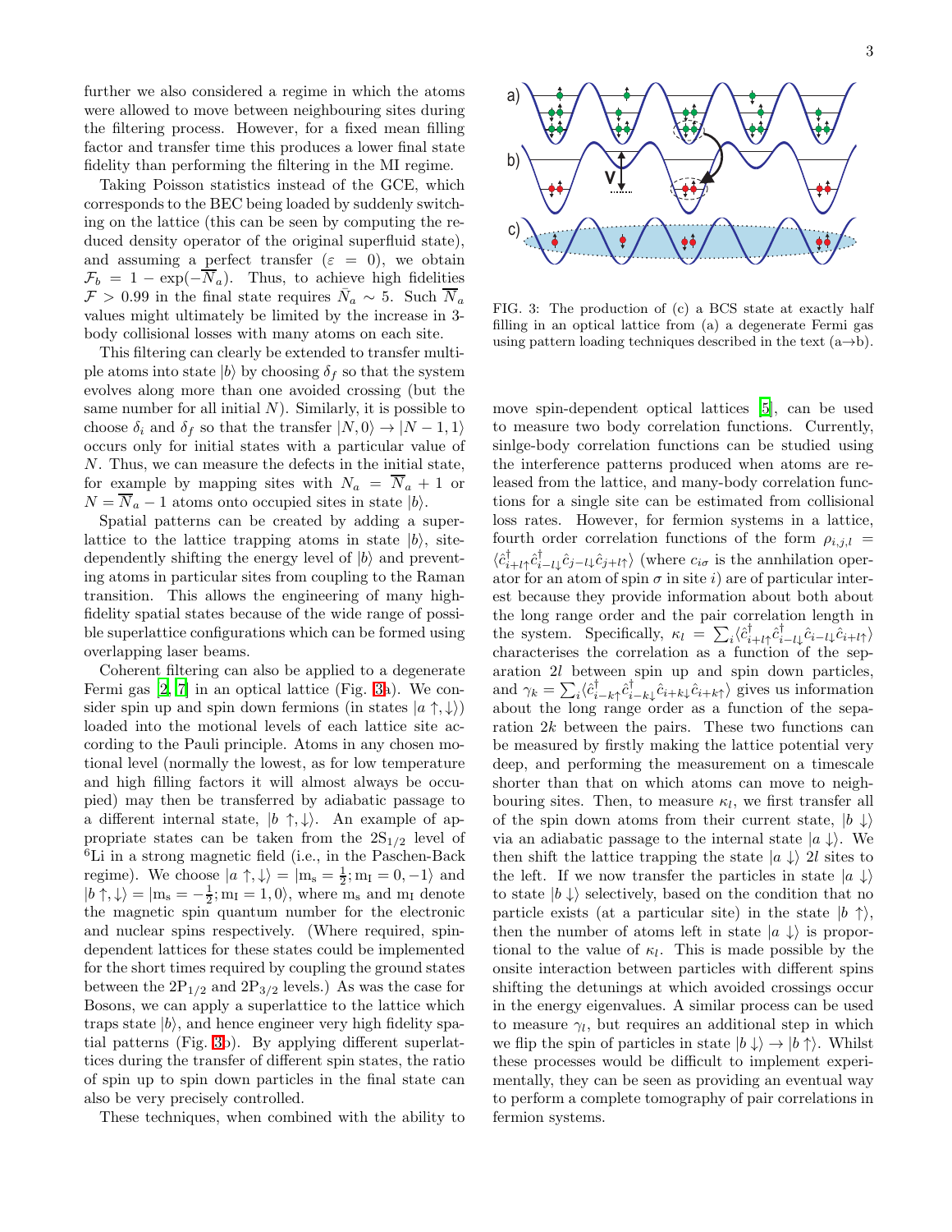further we also considered a regime in which the atoms were allowed to move between neighbouring sites during the filtering process. However, for a fixed mean filling factor and transfer time this produces a lower final state fidelity than performing the filtering in the MI regime.

Taking Poisson statistics instead of the GCE, which corresponds to the BEC being loaded by suddenly switching on the lattice (this can be seen by computing the reduced density operator of the original superfluid state), and assuming a perfect transfer ($\varepsilon = 0$), we obtain $\mathcal{F}_b = 1 - \exp(-\overline{N}_a)$. Thus, to achieve high fidelities $\mathcal{F} > 0.99$ in the final state requires $\bar{N}_a \sim 5$. Such $\overline{N}_a$ values might ultimately be limited by the increase in 3-body collisional losses with many atoms on each site.

This filtering can clearly be extended to transfer multiple atoms into state $|b\rangle$ by choosing $\delta_f$ so that the system evolves along more than one avoided crossing (but the same number for all initial $N$). Similarly, it is possible to choose $\delta_i$ and $\delta_f$ so that the transfer $|N, 0\rangle \to |N-1, 1\rangle$ occurs only for initial states with a particular value of $N$. Thus, we can measure the defects in the initial state, for example by mapping sites with $N_a = \overline{N}_a + 1$ or $N = \overline{N}_a - 1$ atoms onto occupied sites in state $|b\rangle$.

Spatial patterns can be created by adding a superlattice to the lattice trapping atoms in state $|b\rangle$, site-dependently shifting the energy level of $|b\rangle$ and preventing atoms in particular sites from coupling to the Raman transition. This allows the engineering of many high-fidelity spatial states because of the wide range of possible superlattice configurations which can be formed using overlapping laser beams.

Coherent filtering can also be applied to a degenerate Fermi gas [2, 7] in an optical lattice (Fig. 3a). We consider spin up and spin down fermions (in states $|a \uparrow, \downarrow\rangle$) loaded into the motional levels of each lattice site according to the Pauli principle. Atoms in any chosen motional level (normally the lowest, as for low temperature and high filling factors it will almost always be occupied) may then be transferred by adiabatic passage to a different internal state, $|b \uparrow, \downarrow\rangle$. An example of appropriate states can be taken from the $2S_{1/2}$ level of $^6$Li in a strong magnetic field (i.e., in the Paschen-Back regime). We choose $|a \uparrow, \downarrow\rangle = |m_s = \frac{1}{2}; m_I = 0, -1\rangle$ and $|b \uparrow, \downarrow\rangle = |m_s = -\frac{1}{2}; m_I = 1, 0\rangle$, where $m_s$ and $m_I$ denote the magnetic spin quantum number for the electronic and nuclear spins respectively. (Where required, spin-dependent lattices for these states could be implemented for the short times required by coupling the ground states between the $2P_{1/2}$ and $2P_{3/2}$ levels.) As was the case for Bosons, we can apply a superlattice to the lattice which traps state $|b\rangle$, and hence engineer very high fidelity spatial patterns (Fig. 3b). By applying different superlattices during the transfer of different spin states, the ratio of spin up to spin down particles in the final state can also be very precisely controlled.

These techniques, when combined with the ability to move spin-dependent optical lattices [5], can be used to measure two body correlation functions. Currently, sinlge-body correlation functions can be studied using the interference patterns produced when atoms are released from the lattice, and many-body correlation functions for a single site can be estimated from collisional loss rates. However, for fermion systems in a lattice, fourth order correlation functions of the form $\rho_{i,j,l} = \langle \hat{c}^\dagger_{i+l\uparrow} \hat{c}^\dagger_{i-l\downarrow} \hat{c}_{j-l\downarrow} \hat{c}_{j+l\uparrow} \rangle$ (where $c_{i\sigma}$ is the annhilation operator for an atom of spin $\sigma$ in site $i$) are of particular interest because they provide information about both about the long range order and the pair correlation length in the system. Specifically, $\kappa_l = \sum_i \langle \hat{c}^\dagger_{i+l\uparrow} \hat{c}^\dagger_{i-l\downarrow} \hat{c}_{i-l\downarrow} \hat{c}_{i+l\uparrow} \rangle$ characterises the correlation as a function of the separation $2l$ between spin up and spin down particles, and $\gamma_k = \sum_i \langle \hat{c}^\dagger_{i-k\uparrow} \hat{c}^\dagger_{i-k\downarrow} \hat{c}_{i+k\downarrow} \hat{c}_{i+k\uparrow} \rangle$ gives us information about the long range order as a function of the separation $2k$ between the pairs. These two functions can be measured by firstly making the lattice potential very deep, and performing the measurement on a timescale shorter than that on which atoms can move to neighbouring sites. Then, to measure $\kappa_l$, we first transfer all of the spin down atoms from their current state, $|b \downarrow\rangle$ via an adiabatic passage to the internal state $|a \downarrow\rangle$. We then shift the lattice trapping the state $|a \downarrow\rangle$ $2l$ sites to the left. If we now transfer the particles in state $|a \downarrow\rangle$ to state $|b \downarrow\rangle$ selectively, based on the condition that no particle exists (at a particular site) in the state $|b \uparrow\rangle$, then the number of atoms left in state $|a \downarrow\rangle$ is proportional to the value of $\kappa_l$. This is made possible by the onsite interaction between particles with different spins shifting the detunings at which avoided crossings occur in the energy eigenvalues. A similar process can be used to measure $\gamma_l$, but requires an additional step in which we flip the spin of particles in state $|b \downarrow\rangle \to |b \uparrow\rangle$. Whilst these processes would be difficult to implement experimentally, they can be seen as providing an eventual way to perform a complete tomography of pair correlations in fermion systems.

FIG. 3: The production of (c) a BCS state at exactly half filling in an optical lattice from (a) a degenerate Fermi gas using pattern loading techniques described in the text (a→b).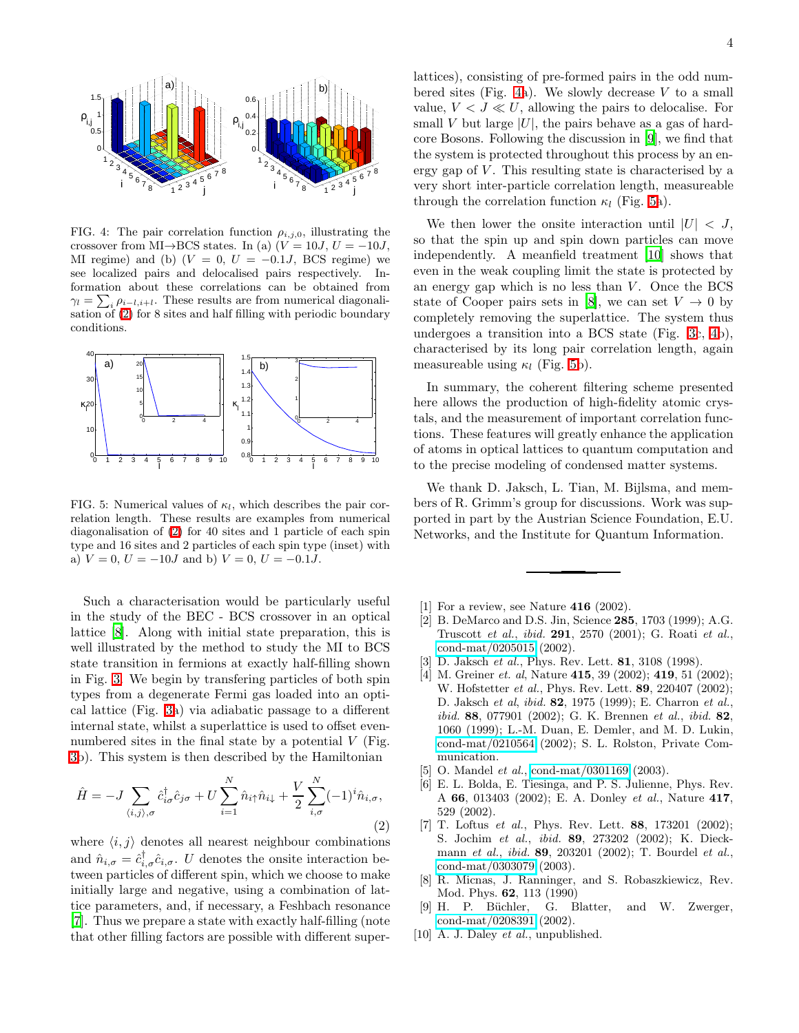FIG. 4: The pair correlation function $\rho_{i,j,0}$, illustrating the crossover from MI→BCS states. In (a) ($V = 10J$, $U = -10J$, MI regime) and (b) ($V = 0$, $U = -0.1J$, BCS regime) we see localized pairs and delocalised pairs respectively. Information about these correlations can be obtained from $\gamma_l = \sum_i \rho_{i-l,i+l}$. These results are from numerical diagonalisation of (2) for 8 sites and half filling with periodic boundary conditions.

FIG. 5: Numerical values of $\kappa_l$, which describes the pair correlation length. These results are examples from numerical diagonalisation of (2) for 40 sites and 1 particle of each spin type and 16 sites and 2 particles of each spin type (inset) with a) $V = 0$, $U = -10J$ and b) $V = 0$, $U = -0.1J$.

Such a characterisation would be particularly useful in the study of the BEC - BCS crossover in an optical lattice [8]. Along with initial state preparation, this is well illustrated by the method to study the MI to BCS state transition in fermions at exactly half-filling shown in Fig. 3. We begin by transfering particles of both spin types from a degenerate Fermi gas loaded into an optical lattice (Fig. 3a) via adiabatic passage to a different internal state, whilst a superlattice is used to offset even-numbered sites in the final state by a potential $V$ (Fig. 3b). This system is then described by the Hamiltonian

$$\hat{H} = -J \sum_{\langle i,j \rangle,\sigma} \hat{c}^{\dagger}_{i\sigma}\hat{c}_{j\sigma} + U \sum_{i=1}^{N} \hat{n}_{i\uparrow}\hat{n}_{i\downarrow} + \frac{V}{2} \sum_{i,\sigma}^{N} (-1)^i \hat{n}_{i,\sigma}, \tag{2}$$

where $\langle i,j \rangle$ denotes all nearest neighbour combinations and $\hat{n}_{i,\sigma} = \hat{c}^{\dagger}_{i,\sigma}\hat{c}_{i,\sigma}$. $U$ denotes the onsite interaction between particles of different spin, which we choose to make initially large and negative, using a combination of lattice parameters, and, if necessary, a Feshbach resonance [7]. Thus we prepare a state with exactly half-filling (note that other filling factors are possible with different superlattices), consisting of pre-formed pairs in the odd numbered sites (Fig. 4a). We slowly decrease $V$ to a small value, $V < J \ll U$, allowing the pairs to delocalise. For small $V$ but large $|U|$, the pairs behave as a gas of hard-core Bosons. Following the discussion in [9], we find that the system is protected throughout this process by an energy gap of $V$. This resulting state is characterised by a very short inter-particle correlation length, measureable through the correlation function $\kappa_l$ (Fig. 5a).

We then lower the onsite interaction until $|U| < J$, so that the spin up and spin down particles can move independently. A meanfield treatment [10] shows that even in the weak coupling limit the state is protected by an energy gap which is no less than $V$. Once the BCS state of Cooper pairs sets in [8], we can set $V \to 0$ by completely removing the superlattice. The system thus undergoes a transition into a BCS state (Fig. 3c, 4b), characterised by its long pair correlation length, again measureable using $\kappa_l$ (Fig. 5b).

In summary, the coherent filtering scheme presented here allows the production of high-fidelity atomic crystals, and the measurement of important correlation functions. These features will greatly enhance the application of atoms in optical lattices to quantum computation and to the precise modeling of condensed matter systems.

We thank D. Jaksch, L. Tian, M. Bijlsma, and members of R. Grimm's group for discussions. Work was supported in part by the Austrian Science Foundation, E.U. Networks, and the Institute for Quantum Information.

---

[1] For a review, see Nature **416** (2002).

[2] B. DeMarco and D.S. Jin, Science **285**, 1703 (1999); A.G. Truscott *et al.*, *ibid.* **291**, 2570 (2001); G. Roati *et al.*, cond-mat/0205015 (2002).

[3] D. Jaksch *et al.*, Phys. Rev. Lett. **81**, 3108 (1998).

[4] M. Greiner *et. al*, Nature **415**, 39 (2002); **419**, 51 (2002); W. Hofstetter *et al.*, Phys. Rev. Lett. **89**, 220407 (2002); D. Jaksch *et al*, *ibid.* **82**, 1975 (1999); E. Charron *et al.*, *ibid.* **88**, 077901 (2002); G. K. Brennen *et al.*, *ibid.* **82**, 1060 (1999); L.-M. Duan, E. Demler, and M. D. Lukin, cond-mat/0210564 (2002); S. L. Rolston, Private Communication.

[5] O. Mandel *et al.*, cond-mat/0301169 (2003).

[6] E. L. Bolda, E. Tiesinga, and P. S. Julienne, Phys. Rev. A **66**, 013403 (2002); E. A. Donley *et al.*, Nature **417**, 529 (2002).

[7] T. Loftus *et al.*, Phys. Rev. Lett. **88**, 173201 (2002); S. Jochim *et al.*, *ibid.* **89**, 273202 (2002); K. Dieckmann *et al.*, *ibid.* **89**, 203201 (2002); T. Bourdel *et al.*, cond-mat/0303079 (2003).

[8] R. Micnas, J. Ranninger, and S. Robaszkiewicz, Rev. Mod. Phys. **62**, 113 (1990)

[9] H. P. Büchler, G. Blatter, and W. Zwerger, cond-mat/0208391 (2002).

[10] A. J. Daley *et al.*, unpublished.